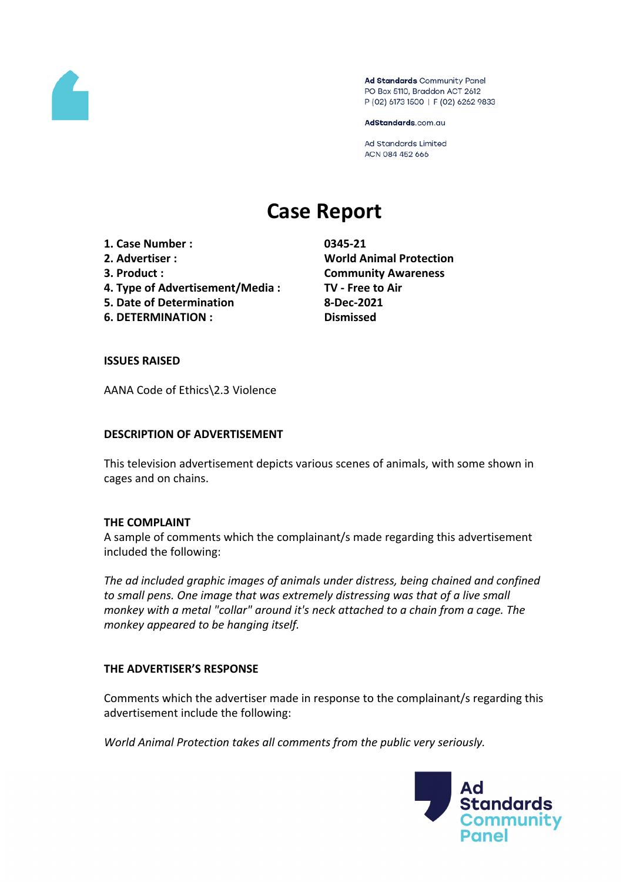Ad Standards Community Panel
PO Box 5110, Braddon ACT 2612
P (02) 6173 1500 | F (02) 6262 9833

AdStandards.com.au

Ad Standards Limited
ACN 084 452 666

# Case Report

1. **Case Number :** **0345-21**
2. **Advertiser :** **World Animal Protection**
3. **Product :** **Community Awareness**
4. **Type of Advertisement/Media :** **TV - Free to Air**
5. **Date of Determination** **8-Dec-2021**
6. **DETERMINATION :** **Dismissed**

### ISSUES RAISED

AANA Code of Ethics\2.3 Violence

### DESCRIPTION OF ADVERTISEMENT

This television advertisement depicts various scenes of animals, with some shown in cages and on chains.

### THE COMPLAINT

A sample of comments which the complainant/s made regarding this advertisement included the following:

*The ad included graphic images of animals under distress, being chained and confined to small pens. One image that was extremely distressing was that of a live small monkey with a metal "collar" around it's neck attached to a chain from a cage. The monkey appeared to be hanging itself.*

### THE ADVERTISER'S RESPONSE

Comments which the advertiser made in response to the complainant/s regarding this advertisement include the following:

*World Animal Protection takes all comments from the public very seriously.*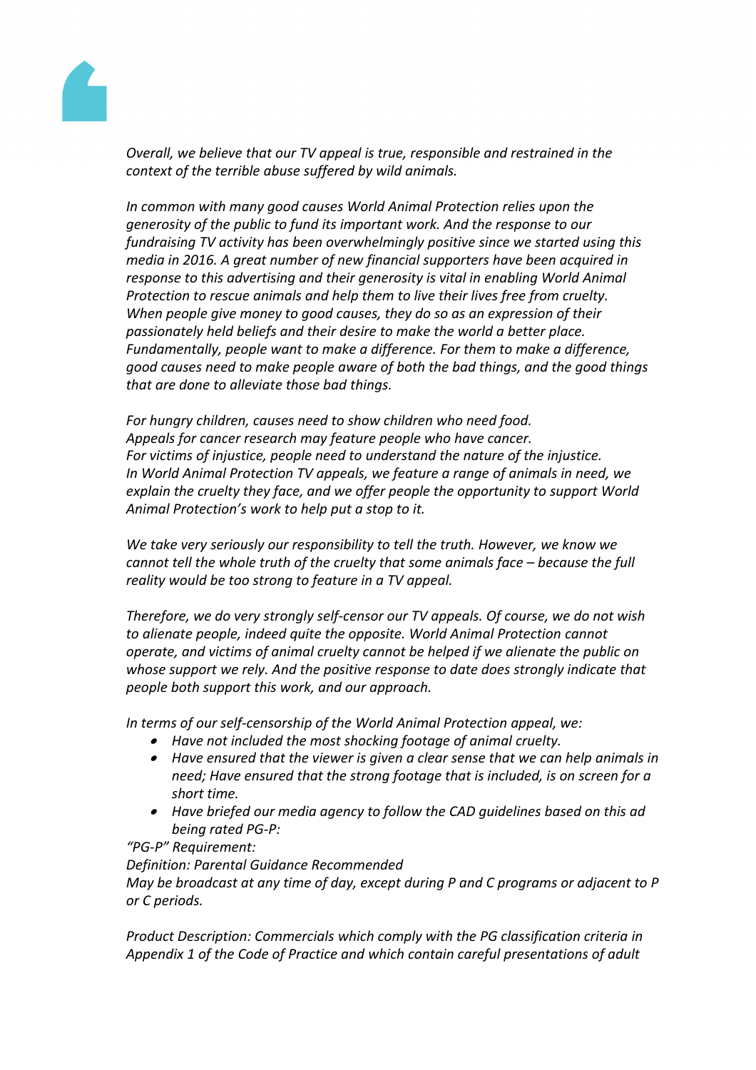*Overall, we believe that our TV appeal is true, responsible and restrained in the context of the terrible abuse suffered by wild animals.*

*In common with many good causes World Animal Protection relies upon the generosity of the public to fund its important work. And the response to our fundraising TV activity has been overwhelmingly positive since we started using this media in 2016. A great number of new financial supporters have been acquired in response to this advertising and their generosity is vital in enabling World Animal Protection to rescue animals and help them to live their lives free from cruelty. When people give money to good causes, they do so as an expression of their passionately held beliefs and their desire to make the world a better place. Fundamentally, people want to make a difference. For them to make a difference, good causes need to make people aware of both the bad things, and the good things that are done to alleviate those bad things.*

*For hungry children, causes need to show children who need food.*
*Appeals for cancer research may feature people who have cancer.*
*For victims of injustice, people need to understand the nature of the injustice.*
*In World Animal Protection TV appeals, we feature a range of animals in need, we explain the cruelty they face, and we offer people the opportunity to support World Animal Protection's work to help put a stop to it.*

*We take very seriously our responsibility to tell the truth. However, we know we cannot tell the whole truth of the cruelty that some animals face – because the full reality would be too strong to feature in a TV appeal.*

*Therefore, we do very strongly self-censor our TV appeals. Of course, we do not wish to alienate people, indeed quite the opposite. World Animal Protection cannot operate, and victims of animal cruelty cannot be helped if we alienate the public on whose support we rely. And the positive response to date does strongly indicate that people both support this work, and our approach.*

*In terms of our self-censorship of the World Animal Protection appeal, we:*

- *Have not included the most shocking footage of animal cruelty.*
- *Have ensured that the viewer is given a clear sense that we can help animals in need; Have ensured that the strong footage that is included, is on screen for a short time.*
- *Have briefed our media agency to follow the CAD guidelines based on this ad being rated PG-P:*

*"PG-P" Requirement:*
*Definition: Parental Guidance Recommended*
*May be broadcast at any time of day, except during P and C programs or adjacent to P or C periods.*

*Product Description: Commercials which comply with the PG classification criteria in Appendix 1 of the Code of Practice and which contain careful presentations of adult*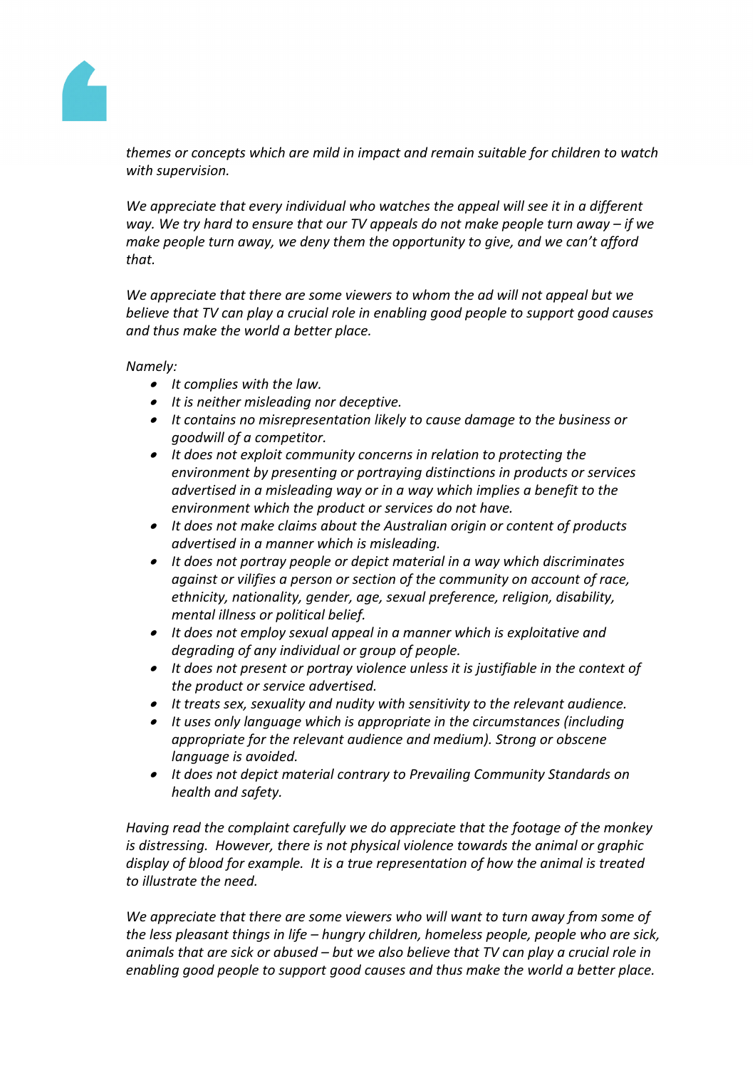*themes or concepts which are mild in impact and remain suitable for children to watch with supervision.*

*We appreciate that every individual who watches the appeal will see it in a different way. We try hard to ensure that our TV appeals do not make people turn away – if we make people turn away, we deny them the opportunity to give, and we can't afford that.*

*We appreciate that there are some viewers to whom the ad will not appeal but we believe that TV can play a crucial role in enabling good people to support good causes and thus make the world a better place.*

*Namely:*

- *It complies with the law.*
- *It is neither misleading nor deceptive.*
- *It contains no misrepresentation likely to cause damage to the business or goodwill of a competitor.*
- *It does not exploit community concerns in relation to protecting the environment by presenting or portraying distinctions in products or services advertised in a misleading way or in a way which implies a benefit to the environment which the product or services do not have.*
- *It does not make claims about the Australian origin or content of products advertised in a manner which is misleading.*
- *It does not portray people or depict material in a way which discriminates against or vilifies a person or section of the community on account of race, ethnicity, nationality, gender, age, sexual preference, religion, disability, mental illness or political belief.*
- *It does not employ sexual appeal in a manner which is exploitative and degrading of any individual or group of people.*
- *It does not present or portray violence unless it is justifiable in the context of the product or service advertised.*
- *It treats sex, sexuality and nudity with sensitivity to the relevant audience.*
- *It uses only language which is appropriate in the circumstances (including appropriate for the relevant audience and medium). Strong or obscene language is avoided.*
- *It does not depict material contrary to Prevailing Community Standards on health and safety.*

*Having read the complaint carefully we do appreciate that the footage of the monkey is distressing. However, there is not physical violence towards the animal or graphic display of blood for example. It is a true representation of how the animal is treated to illustrate the need.*

*We appreciate that there are some viewers who will want to turn away from some of the less pleasant things in life – hungry children, homeless people, people who are sick, animals that are sick or abused – but we also believe that TV can play a crucial role in enabling good people to support good causes and thus make the world a better place.*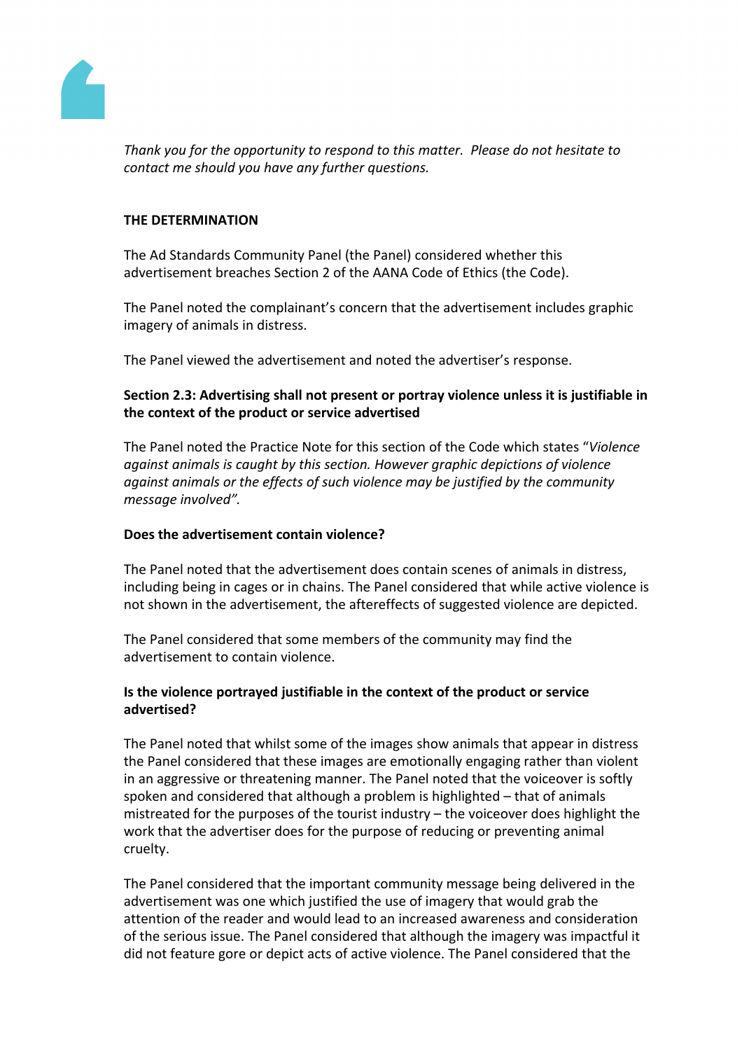*Thank you for the opportunity to respond to this matter. Please do not hesitate to contact me should you have any further questions.*

**THE DETERMINATION**

The Ad Standards Community Panel (the Panel) considered whether this advertisement breaches Section 2 of the AANA Code of Ethics (the Code).

The Panel noted the complainant's concern that the advertisement includes graphic imagery of animals in distress.

The Panel viewed the advertisement and noted the advertiser's response.

**Section 2.3: Advertising shall not present or portray violence unless it is justifiable in the context of the product or service advertised**

The Panel noted the Practice Note for this section of the Code which states "*Violence against animals is caught by this section. However graphic depictions of violence against animals or the effects of such violence may be justified by the community message involved".*

**Does the advertisement contain violence?**

The Panel noted that the advertisement does contain scenes of animals in distress, including being in cages or in chains. The Panel considered that while active violence is not shown in the advertisement, the aftereffects of suggested violence are depicted.

The Panel considered that some members of the community may find the advertisement to contain violence.

**Is the violence portrayed justifiable in the context of the product or service advertised?**

The Panel noted that whilst some of the images show animals that appear in distress the Panel considered that these images are emotionally engaging rather than violent in an aggressive or threatening manner. The Panel noted that the voiceover is softly spoken and considered that although a problem is highlighted – that of animals mistreated for the purposes of the tourist industry – the voiceover does highlight the work that the advertiser does for the purpose of reducing or preventing animal cruelty.

The Panel considered that the important community message being delivered in the advertisement was one which justified the use of imagery that would grab the attention of the reader and would lead to an increased awareness and consideration of the serious issue. The Panel considered that although the imagery was impactful it did not feature gore or depict acts of active violence. The Panel considered that the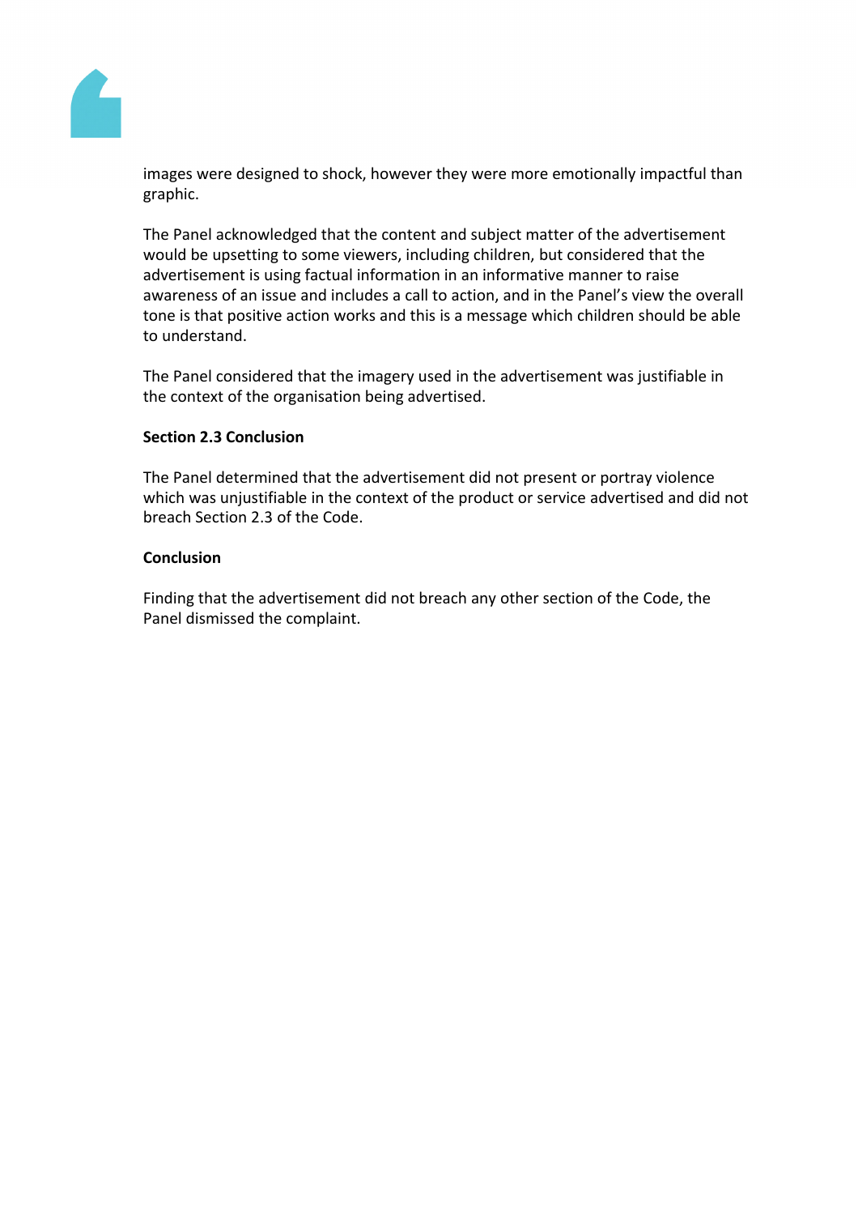images were designed to shock, however they were more emotionally impactful than graphic.

The Panel acknowledged that the content and subject matter of the advertisement would be upsetting to some viewers, including children, but considered that the advertisement is using factual information in an informative manner to raise awareness of an issue and includes a call to action, and in the Panel's view the overall tone is that positive action works and this is a message which children should be able to understand.

The Panel considered that the imagery used in the advertisement was justifiable in the context of the organisation being advertised.

**Section 2.3 Conclusion**

The Panel determined that the advertisement did not present or portray violence which was unjustifiable in the context of the product or service advertised and did not breach Section 2.3 of the Code.

**Conclusion**

Finding that the advertisement did not breach any other section of the Code, the Panel dismissed the complaint.